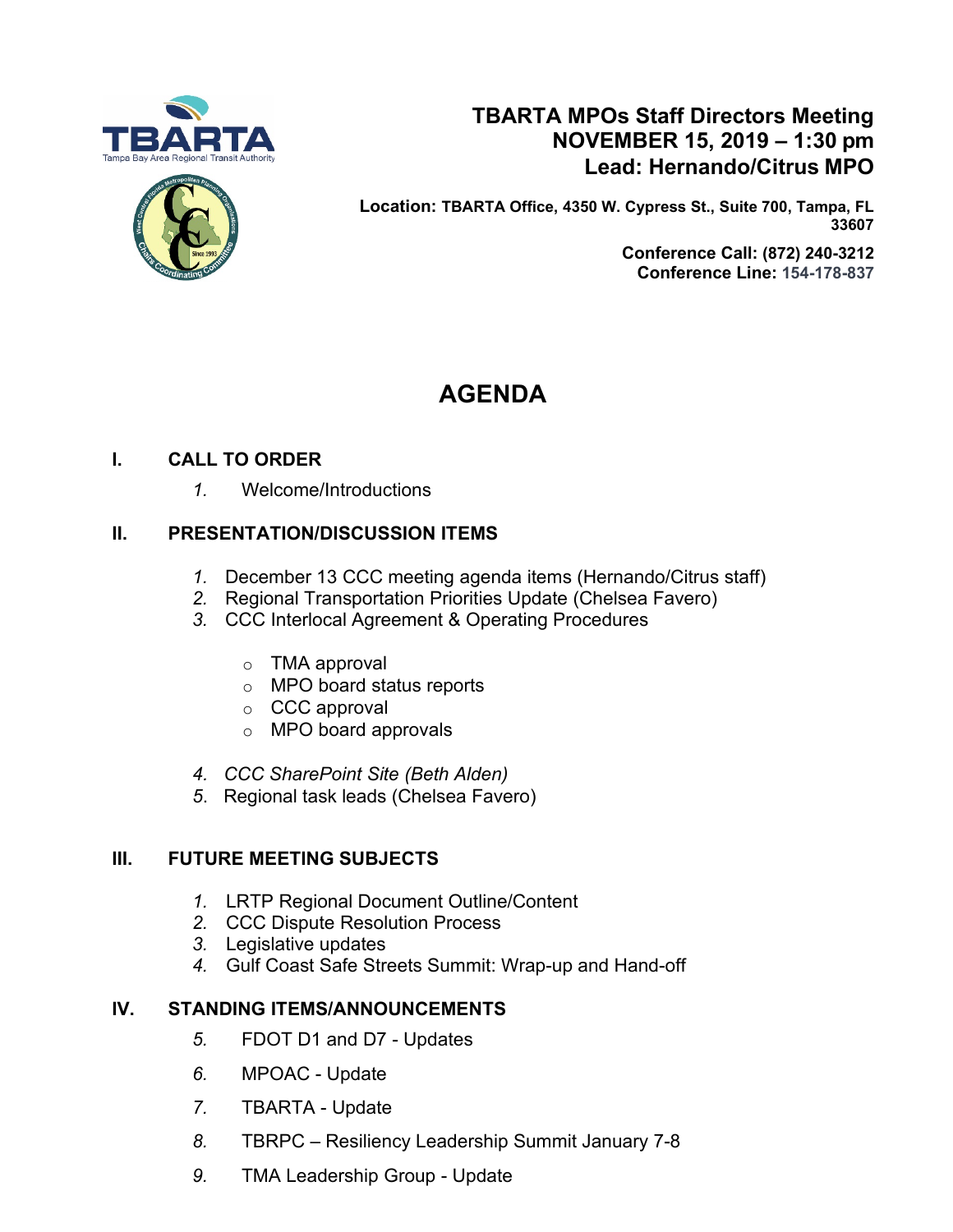# TBARTA MPOs Staff Directors Meeting
## NOVEMBER 15, 2019 – 1:30 pm
## Lead: Hernando/Citrus MPO

**Location:** **TBARTA Office, 4350 W. Cypress St., Suite 700, Tampa, FL 33607**

**Conference Call: (872) 240-3212**
**Conference Line: 154-178-837**

# AGENDA

## I. CALL TO ORDER

1. Welcome/Introductions

## II. PRESENTATION/DISCUSSION ITEMS

1. December 13 CCC meeting agenda items (Hernando/Citrus staff)
2. Regional Transportation Priorities Update (Chelsea Favero)
3. CCC Interlocal Agreement & Operating Procedures
   - TMA approval
   - MPO board status reports
   - CCC approval
   - MPO board approvals
4. *CCC SharePoint Site (Beth Alden)*
5. Regional task leads (Chelsea Favero)

## III. FUTURE MEETING SUBJECTS

1. LRTP Regional Document Outline/Content
2. CCC Dispute Resolution Process
3. Legislative updates
4. Gulf Coast Safe Streets Summit: Wrap-up and Hand-off

## IV. STANDING ITEMS/ANNOUNCEMENTS

5. FDOT D1 and D7 - Updates
6. MPOAC - Update
7. TBARTA - Update
8. TBRPC – Resiliency Leadership Summit January 7-8
9. TMA Leadership Group - Update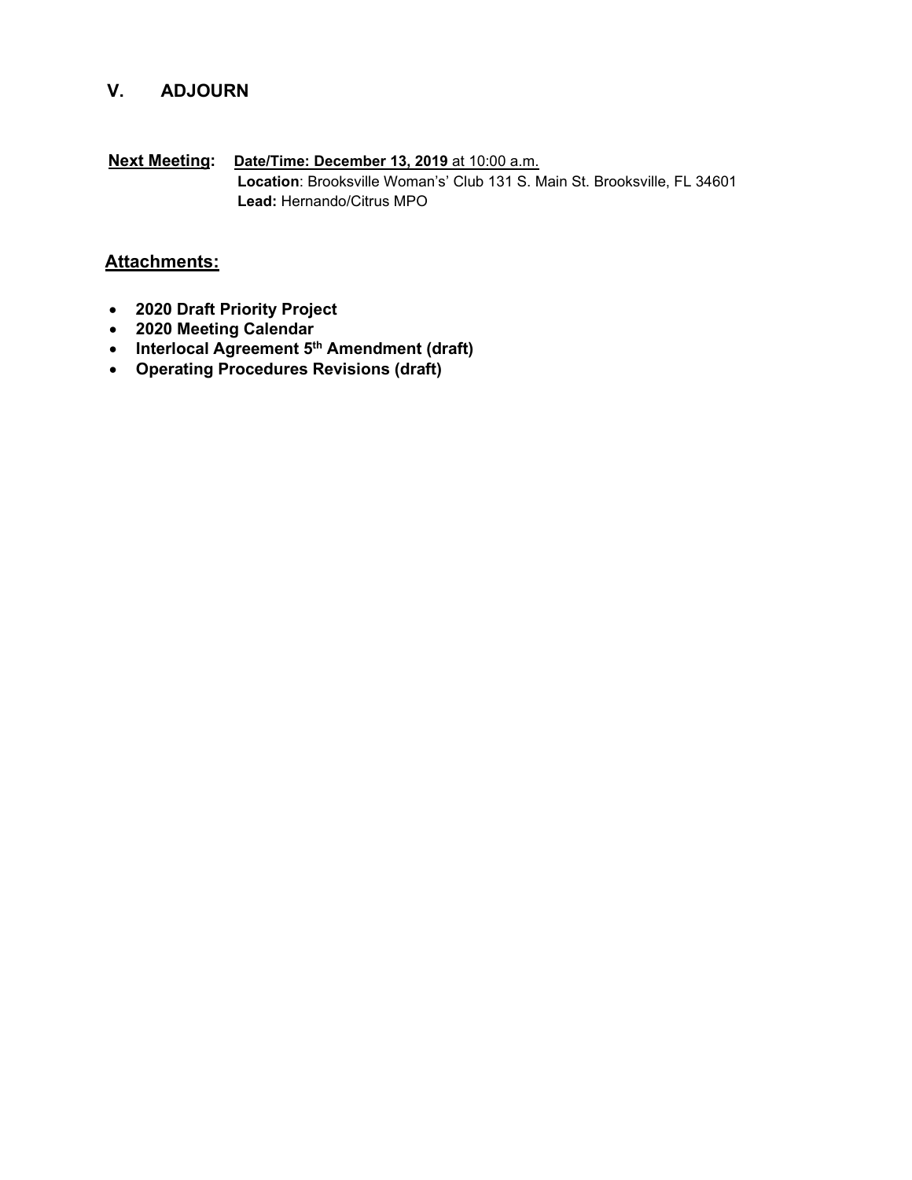## V. ADJOURN

**Next Meeting:** **Date/Time: December 13, 2019** at 10:00 a.m.
**Location**: Brooksville Woman's' Club 131 S. Main St. Brooksville, FL 34601
**Lead:** Hernando/Citrus MPO

**Attachments:**

- **2020 Draft Priority Project**
- **2020 Meeting Calendar**
- **Interlocal Agreement 5th Amendment (draft)**
- **Operating Procedures Revisions (draft)**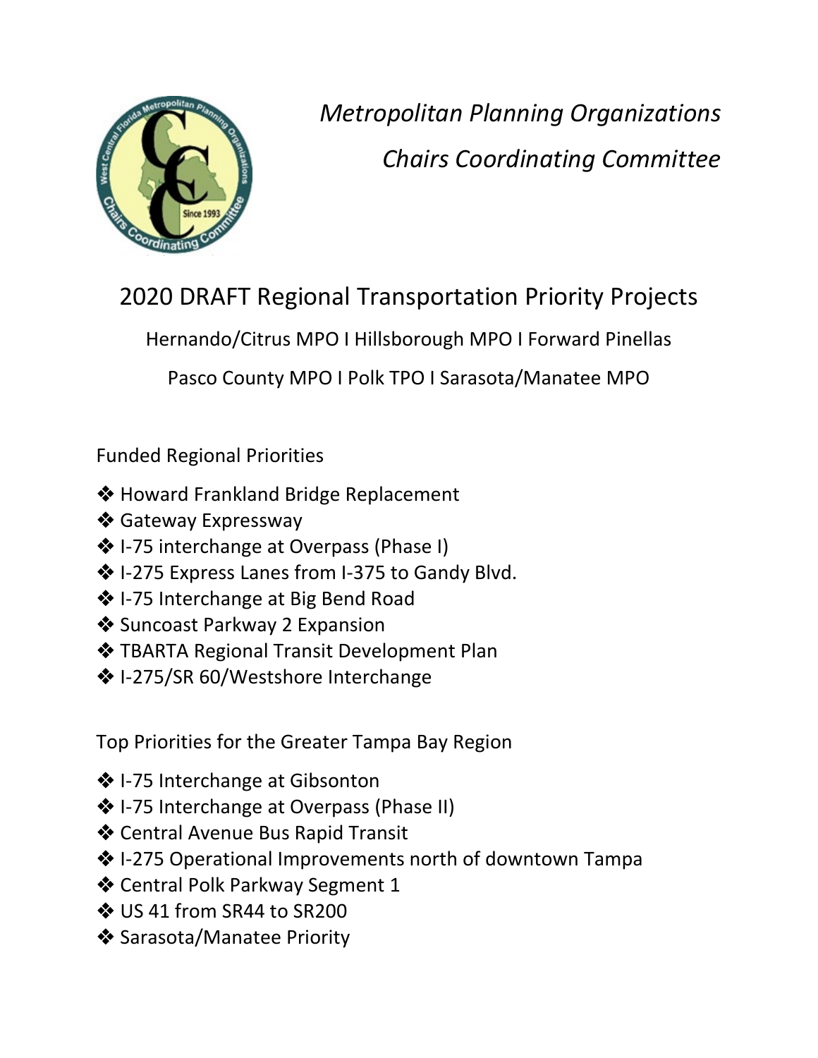*Metropolitan Planning Organizations*

*Chairs Coordinating Committee*

# 2020 DRAFT Regional Transportation Priority Projects

Hernando/Citrus MPO I Hillsborough MPO I Forward Pinellas

Pasco County MPO I Polk TPO I Sarasota/Manatee MPO

## Funded Regional Priorities

- Howard Frankland Bridge Replacement
- Gateway Expressway
- I-75 interchange at Overpass (Phase I)
- I-275 Express Lanes from I-375 to Gandy Blvd.
- I-75 Interchange at Big Bend Road
- Suncoast Parkway 2 Expansion
- TBARTA Regional Transit Development Plan
- I-275/SR 60/Westshore Interchange

## Top Priorities for the Greater Tampa Bay Region

- I-75 Interchange at Gibsonton
- I-75 Interchange at Overpass (Phase II)
- Central Avenue Bus Rapid Transit
- I-275 Operational Improvements north of downtown Tampa
- Central Polk Parkway Segment 1
- US 41 from SR44 to SR200
- Sarasota/Manatee Priority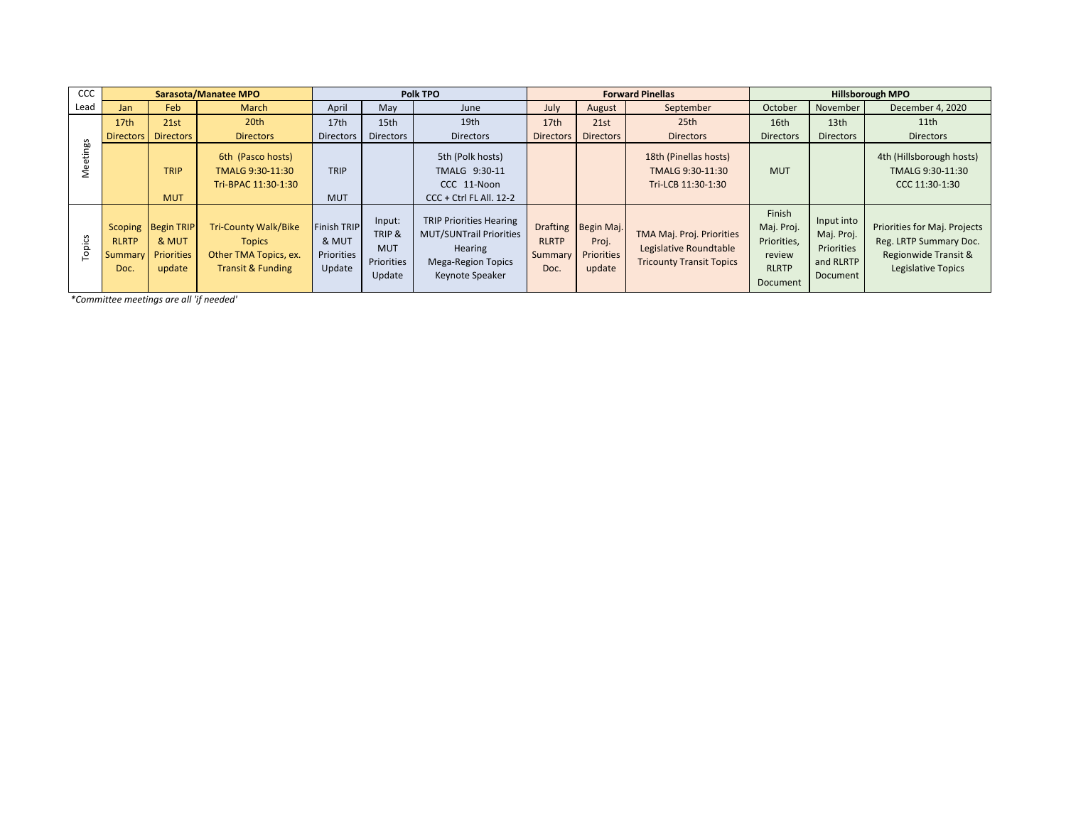| CCC Lead | Sarasota/Manatee MPO | | | Polk TPO | | | Forward Pinellas | | | Hillsborough MPO | | |
|---|---|---|---|---|---|---|---|---|---|---|---|---|
| | Jan | Feb | March | April | May | June | July | August | September | October | November | December 4, 2020 |
| Meetings | 17th Directors | 21st Directors | 20th Directors | 17th Directors | 15th Directors | 19th Directors | 17th Directors | 21st Directors | 25th Directors | 16th Directors | 13th Directors | 11th Directors |
| | | TRIP MUT | 6th (Pasco hosts) TMALG 9:30-11:30 Tri-BPAC 11:30-1:30 | TRIP MUT | | 5th (Polk hosts) TMALG 9:30-11 CCC 11-Noon CCC + Ctrl FL All. 12-2 | | | 18th (Pinellas hosts) TMALG 9:30-11:30 Tri-LCB 11:30-1:30 | MUT | | 4th (Hillsborough hosts) TMALG 9:30-11:30 CCC 11:30-1:30 |
| Topics | Scoping RLRTP Summary Doc. | Begin TRIP & MUT Priorities update | Tri-County Walk/Bike Topics Other TMA Topics, ex. Transit & Funding | Finish TRIP & MUT Priorities Update | Input: TRIP & MUT Priorities Update | TRIP Priorities Hearing MUT/SUNTrail Priorities Hearing Mega-Region Topics Keynote Speaker | Drafting RLRTP Summary Doc. | Begin Maj. Proj. Priorities update | TMA Maj. Proj. Priorities Legislative Roundtable Tricounty Transit Topics | Finish Maj. Proj. Priorities, review RLRTP Document | Input into Maj. Proj. Priorities and RLRTP Document | Priorities for Maj. Projects Reg. LRTP Summary Doc. Regionwide Transit & Legislative Topics |

*Committee meetings are all 'if needed'*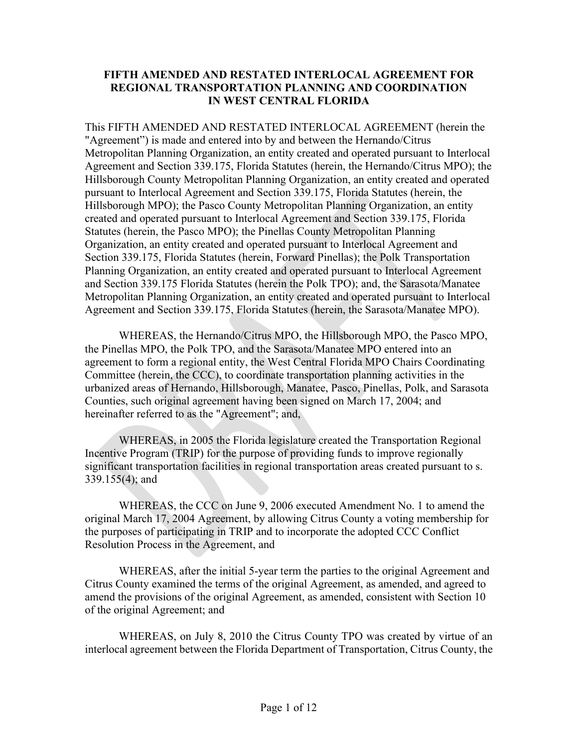# FIFTH AMENDED AND RESTATED INTERLOCAL AGREEMENT FOR REGIONAL TRANSPORTATION PLANNING AND COORDINATION IN WEST CENTRAL FLORIDA

This FIFTH AMENDED AND RESTATED INTERLOCAL AGREEMENT (herein the "Agreement") is made and entered into by and between the Hernando/Citrus Metropolitan Planning Organization, an entity created and operated pursuant to Interlocal Agreement and Section 339.175, Florida Statutes (herein, the Hernando/Citrus MPO); the Hillsborough County Metropolitan Planning Organization, an entity created and operated pursuant to Interlocal Agreement and Section 339.175, Florida Statutes (herein, the Hillsborough MPO); the Pasco County Metropolitan Planning Organization, an entity created and operated pursuant to Interlocal Agreement and Section 339.175, Florida Statutes (herein, the Pasco MPO); the Pinellas County Metropolitan Planning Organization, an entity created and operated pursuant to Interlocal Agreement and Section 339.175, Florida Statutes (herein, Forward Pinellas); the Polk Transportation Planning Organization, an entity created and operated pursuant to Interlocal Agreement and Section 339.175 Florida Statutes (herein the Polk TPO); and, the Sarasota/Manatee Metropolitan Planning Organization, an entity created and operated pursuant to Interlocal Agreement and Section 339.175, Florida Statutes (herein, the Sarasota/Manatee MPO).

WHEREAS, the Hernando/Citrus MPO, the Hillsborough MPO, the Pasco MPO, the Pinellas MPO, the Polk TPO, and the Sarasota/Manatee MPO entered into an agreement to form a regional entity, the West Central Florida MPO Chairs Coordinating Committee (herein, the CCC), to coordinate transportation planning activities in the urbanized areas of Hernando, Hillsborough, Manatee, Pasco, Pinellas, Polk, and Sarasota Counties, such original agreement having been signed on March 17, 2004; and hereinafter referred to as the "Agreement"; and,

WHEREAS, in 2005 the Florida legislature created the Transportation Regional Incentive Program (TRIP) for the purpose of providing funds to improve regionally significant transportation facilities in regional transportation areas created pursuant to s. 339.155(4); and

WHEREAS, the CCC on June 9, 2006 executed Amendment No. 1 to amend the original March 17, 2004 Agreement, by allowing Citrus County a voting membership for the purposes of participating in TRIP and to incorporate the adopted CCC Conflict Resolution Process in the Agreement, and

WHEREAS, after the initial 5-year term the parties to the original Agreement and Citrus County examined the terms of the original Agreement, as amended, and agreed to amend the provisions of the original Agreement, as amended, consistent with Section 10 of the original Agreement; and

WHEREAS, on July 8, 2010 the Citrus County TPO was created by virtue of an interlocal agreement between the Florida Department of Transportation, Citrus County, the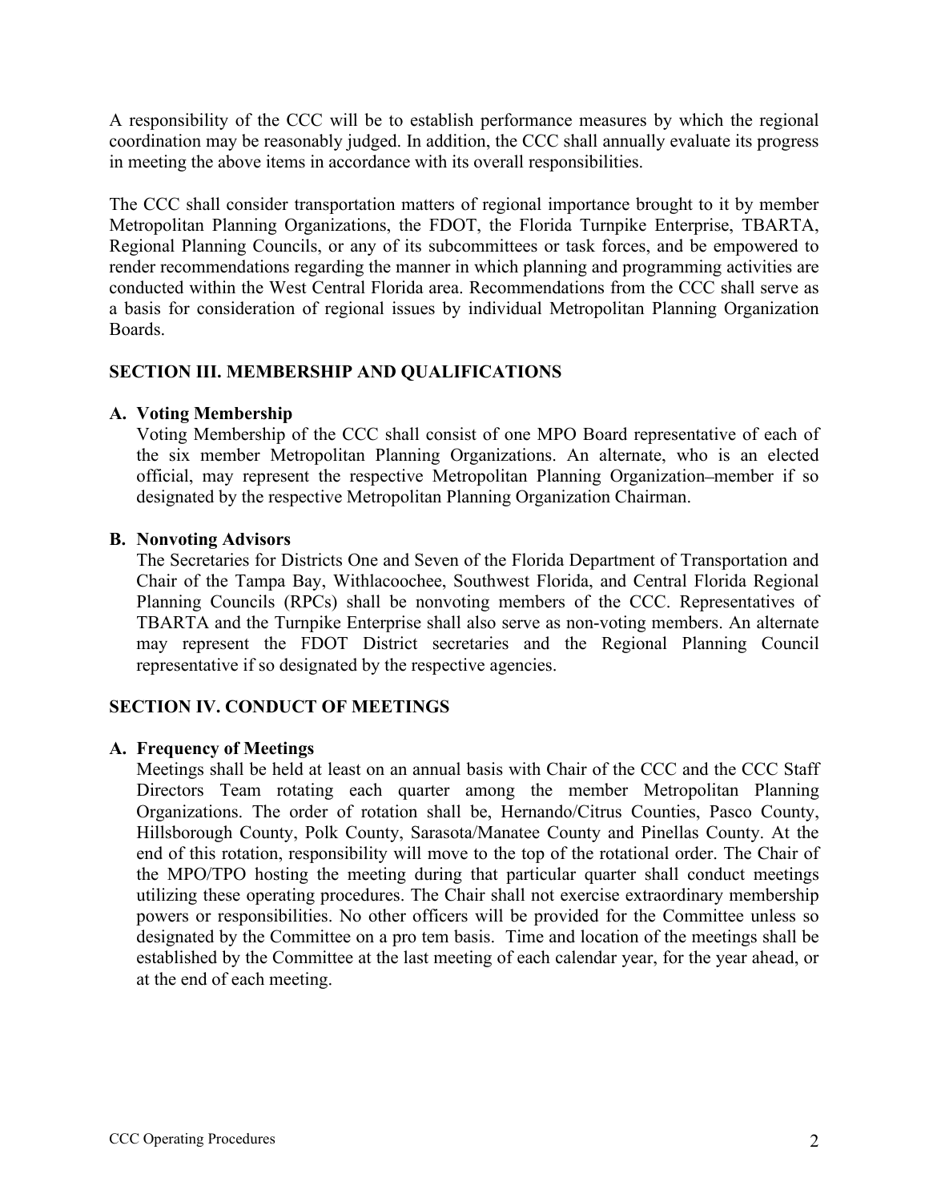A responsibility of the CCC will be to establish performance measures by which the regional coordination may be reasonably judged. In addition, the CCC shall annually evaluate its progress in meeting the above items in accordance with its overall responsibilities.

The CCC shall consider transportation matters of regional importance brought to it by member Metropolitan Planning Organizations, the FDOT, the Florida Turnpike Enterprise, TBARTA, Regional Planning Councils, or any of its subcommittees or task forces, and be empowered to render recommendations regarding the manner in which planning and programming activities are conducted within the West Central Florida area. Recommendations from the CCC shall serve as a basis for consideration of regional issues by individual Metropolitan Planning Organization Boards.

## SECTION III. MEMBERSHIP AND QUALIFICATIONS

### A. Voting Membership

Voting Membership of the CCC shall consist of one MPO Board representative of each of the six member Metropolitan Planning Organizations. An alternate, who is an elected official, may represent the respective Metropolitan Planning Organization–member if so designated by the respective Metropolitan Planning Organization Chairman.

### B. Nonvoting Advisors

The Secretaries for Districts One and Seven of the Florida Department of Transportation and Chair of the Tampa Bay, Withlacoochee, Southwest Florida, and Central Florida Regional Planning Councils (RPCs) shall be nonvoting members of the CCC. Representatives of TBARTA and the Turnpike Enterprise shall also serve as non-voting members. An alternate may represent the FDOT District secretaries and the Regional Planning Council representative if so designated by the respective agencies.

## SECTION IV. CONDUCT OF MEETINGS

### A. Frequency of Meetings

Meetings shall be held at least on an annual basis with Chair of the CCC and the CCC Staff Directors Team rotating each quarter among the member Metropolitan Planning Organizations. The order of rotation shall be, Hernando/Citrus Counties, Pasco County, Hillsborough County, Polk County, Sarasota/Manatee County and Pinellas County. At the end of this rotation, responsibility will move to the top of the rotational order. The Chair of the MPO/TPO hosting the meeting during that particular quarter shall conduct meetings utilizing these operating procedures. The Chair shall not exercise extraordinary membership powers or responsibilities. No other officers will be provided for the Committee unless so designated by the Committee on a pro tem basis. Time and location of the meetings shall be established by the Committee at the last meeting of each calendar year, for the year ahead, or at the end of each meeting.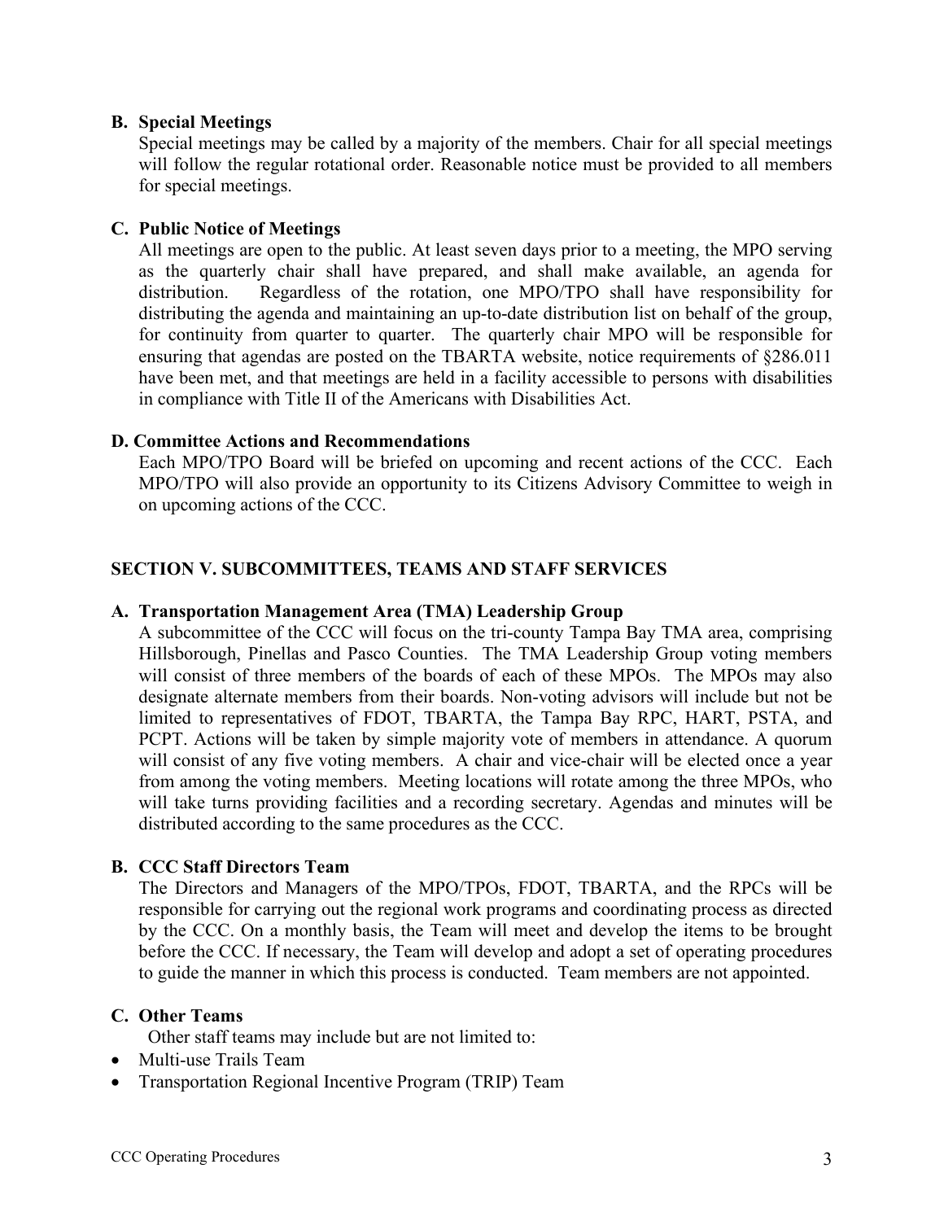### B. Special Meetings

Special meetings may be called by a majority of the members. Chair for all special meetings will follow the regular rotational order. Reasonable notice must be provided to all members for special meetings.

### C. Public Notice of Meetings

All meetings are open to the public. At least seven days prior to a meeting, the MPO serving as the quarterly chair shall have prepared, and shall make available, an agenda for distribution. Regardless of the rotation, one MPO/TPO shall have responsibility for distributing the agenda and maintaining an up-to-date distribution list on behalf of the group, for continuity from quarter to quarter. The quarterly chair MPO will be responsible for ensuring that agendas are posted on the TBARTA website, notice requirements of §286.011 have been met, and that meetings are held in a facility accessible to persons with disabilities in compliance with Title II of the Americans with Disabilities Act.

### D. Committee Actions and Recommendations

Each MPO/TPO Board will be briefed on upcoming and recent actions of the CCC. Each MPO/TPO will also provide an opportunity to its Citizens Advisory Committee to weigh in on upcoming actions of the CCC.

## SECTION V. SUBCOMMITTEES, TEAMS AND STAFF SERVICES

### A. Transportation Management Area (TMA) Leadership Group

A subcommittee of the CCC will focus on the tri-county Tampa Bay TMA area, comprising Hillsborough, Pinellas and Pasco Counties. The TMA Leadership Group voting members will consist of three members of the boards of each of these MPOs. The MPOs may also designate alternate members from their boards. Non-voting advisors will include but not be limited to representatives of FDOT, TBARTA, the Tampa Bay RPC, HART, PSTA, and PCPT. Actions will be taken by simple majority vote of members in attendance. A quorum will consist of any five voting members. A chair and vice-chair will be elected once a year from among the voting members. Meeting locations will rotate among the three MPOs, who will take turns providing facilities and a recording secretary. Agendas and minutes will be distributed according to the same procedures as the CCC.

### B. CCC Staff Directors Team

The Directors and Managers of the MPO/TPOs, FDOT, TBARTA, and the RPCs will be responsible for carrying out the regional work programs and coordinating process as directed by the CCC. On a monthly basis, the Team will meet and develop the items to be brought before the CCC. If necessary, the Team will develop and adopt a set of operating procedures to guide the manner in which this process is conducted. Team members are not appointed.

### C. Other Teams

Other staff teams may include but are not limited to:

- Multi-use Trails Team
- Transportation Regional Incentive Program (TRIP) Team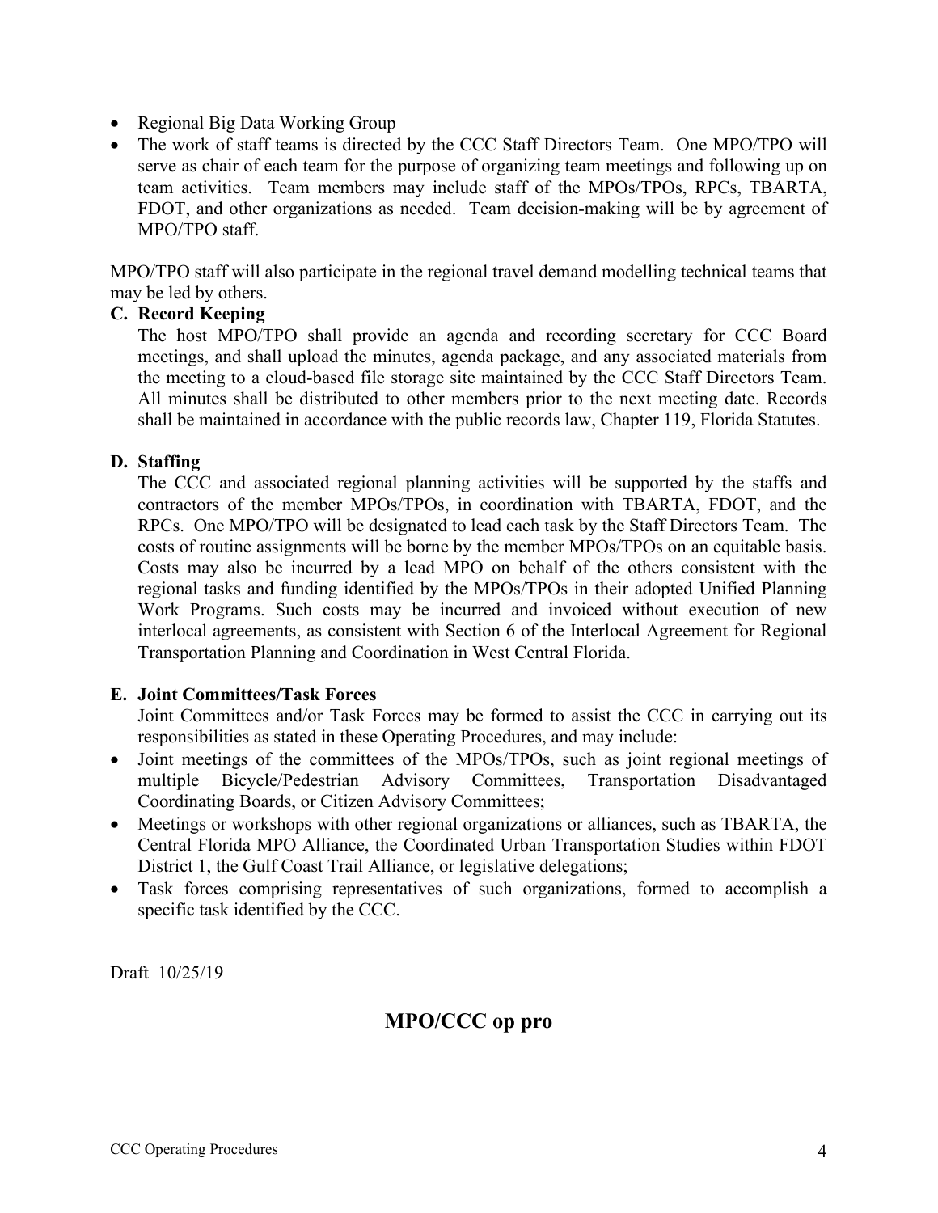- Regional Big Data Working Group
- The work of staff teams is directed by the CCC Staff Directors Team. One MPO/TPO will serve as chair of each team for the purpose of organizing team meetings and following up on team activities. Team members may include staff of the MPOs/TPOs, RPCs, TBARTA, FDOT, and other organizations as needed. Team decision-making will be by agreement of MPO/TPO staff.

MPO/TPO staff will also participate in the regional travel demand modelling technical teams that may be led by others.

**C. Record Keeping**

The host MPO/TPO shall provide an agenda and recording secretary for CCC Board meetings, and shall upload the minutes, agenda package, and any associated materials from the meeting to a cloud-based file storage site maintained by the CCC Staff Directors Team. All minutes shall be distributed to other members prior to the next meeting date. Records shall be maintained in accordance with the public records law, Chapter 119, Florida Statutes.

**D. Staffing**

The CCC and associated regional planning activities will be supported by the staffs and contractors of the member MPOs/TPOs, in coordination with TBARTA, FDOT, and the RPCs. One MPO/TPO will be designated to lead each task by the Staff Directors Team. The costs of routine assignments will be borne by the member MPOs/TPOs on an equitable basis. Costs may also be incurred by a lead MPO on behalf of the others consistent with the regional tasks and funding identified by the MPOs/TPOs in their adopted Unified Planning Work Programs. Such costs may be incurred and invoiced without execution of new interlocal agreements, as consistent with Section 6 of the Interlocal Agreement for Regional Transportation Planning and Coordination in West Central Florida.

**E. Joint Committees/Task Forces**

Joint Committees and/or Task Forces may be formed to assist the CCC in carrying out its responsibilities as stated in these Operating Procedures, and may include:

- Joint meetings of the committees of the MPOs/TPOs, such as joint regional meetings of multiple Bicycle/Pedestrian Advisory Committees, Transportation Disadvantaged Coordinating Boards, or Citizen Advisory Committees;
- Meetings or workshops with other regional organizations or alliances, such as TBARTA, the Central Florida MPO Alliance, the Coordinated Urban Transportation Studies within FDOT District 1, the Gulf Coast Trail Alliance, or legislative delegations;
- Task forces comprising representatives of such organizations, formed to accomplish a specific task identified by the CCC.

Draft 10/25/19

## MPO/CCC op pro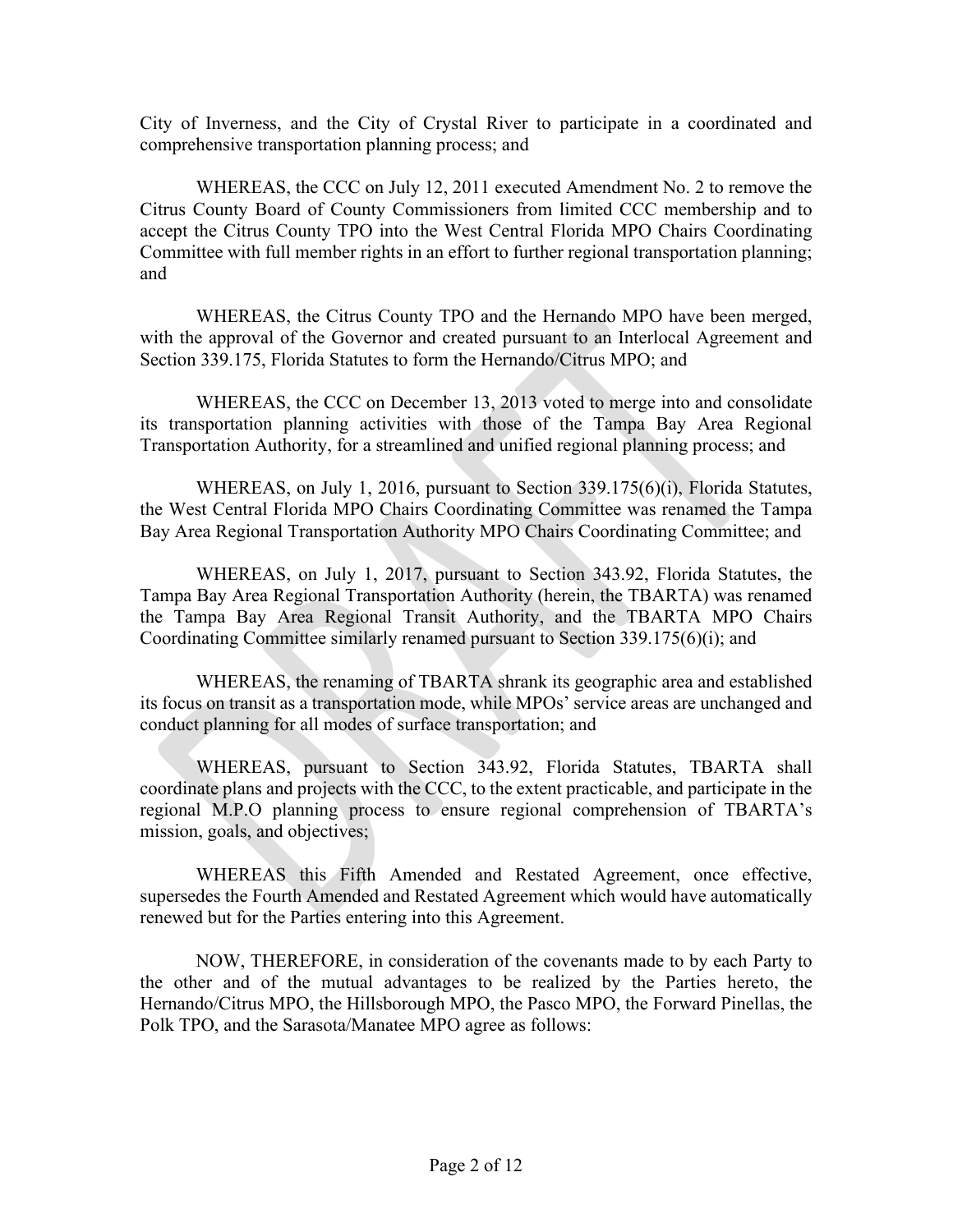City of Inverness, and the City of Crystal River to participate in a coordinated and comprehensive transportation planning process; and

WHEREAS, the CCC on July 12, 2011 executed Amendment No. 2 to remove the Citrus County Board of County Commissioners from limited CCC membership and to accept the Citrus County TPO into the West Central Florida MPO Chairs Coordinating Committee with full member rights in an effort to further regional transportation planning; and

WHEREAS, the Citrus County TPO and the Hernando MPO have been merged, with the approval of the Governor and created pursuant to an Interlocal Agreement and Section 339.175, Florida Statutes to form the Hernando/Citrus MPO; and

WHEREAS, the CCC on December 13, 2013 voted to merge into and consolidate its transportation planning activities with those of the Tampa Bay Area Regional Transportation Authority, for a streamlined and unified regional planning process; and

WHEREAS, on July 1, 2016, pursuant to Section 339.175(6)(i), Florida Statutes, the West Central Florida MPO Chairs Coordinating Committee was renamed the Tampa Bay Area Regional Transportation Authority MPO Chairs Coordinating Committee; and

WHEREAS, on July 1, 2017, pursuant to Section 343.92, Florida Statutes, the Tampa Bay Area Regional Transportation Authority (herein, the TBARTA) was renamed the Tampa Bay Area Regional Transit Authority, and the TBARTA MPO Chairs Coordinating Committee similarly renamed pursuant to Section 339.175(6)(i); and

WHEREAS, the renaming of TBARTA shrank its geographic area and established its focus on transit as a transportation mode, while MPOs' service areas are unchanged and conduct planning for all modes of surface transportation; and

WHEREAS, pursuant to Section 343.92, Florida Statutes, TBARTA shall coordinate plans and projects with the CCC, to the extent practicable, and participate in the regional M.P.O planning process to ensure regional comprehension of TBARTA's mission, goals, and objectives;

WHEREAS this Fifth Amended and Restated Agreement, once effective, supersedes the Fourth Amended and Restated Agreement which would have automatically renewed but for the Parties entering into this Agreement.

NOW, THEREFORE, in consideration of the covenants made to by each Party to the other and of the mutual advantages to be realized by the Parties hereto, the Hernando/Citrus MPO, the Hillsborough MPO, the Pasco MPO, the Forward Pinellas, the Polk TPO, and the Sarasota/Manatee MPO agree as follows: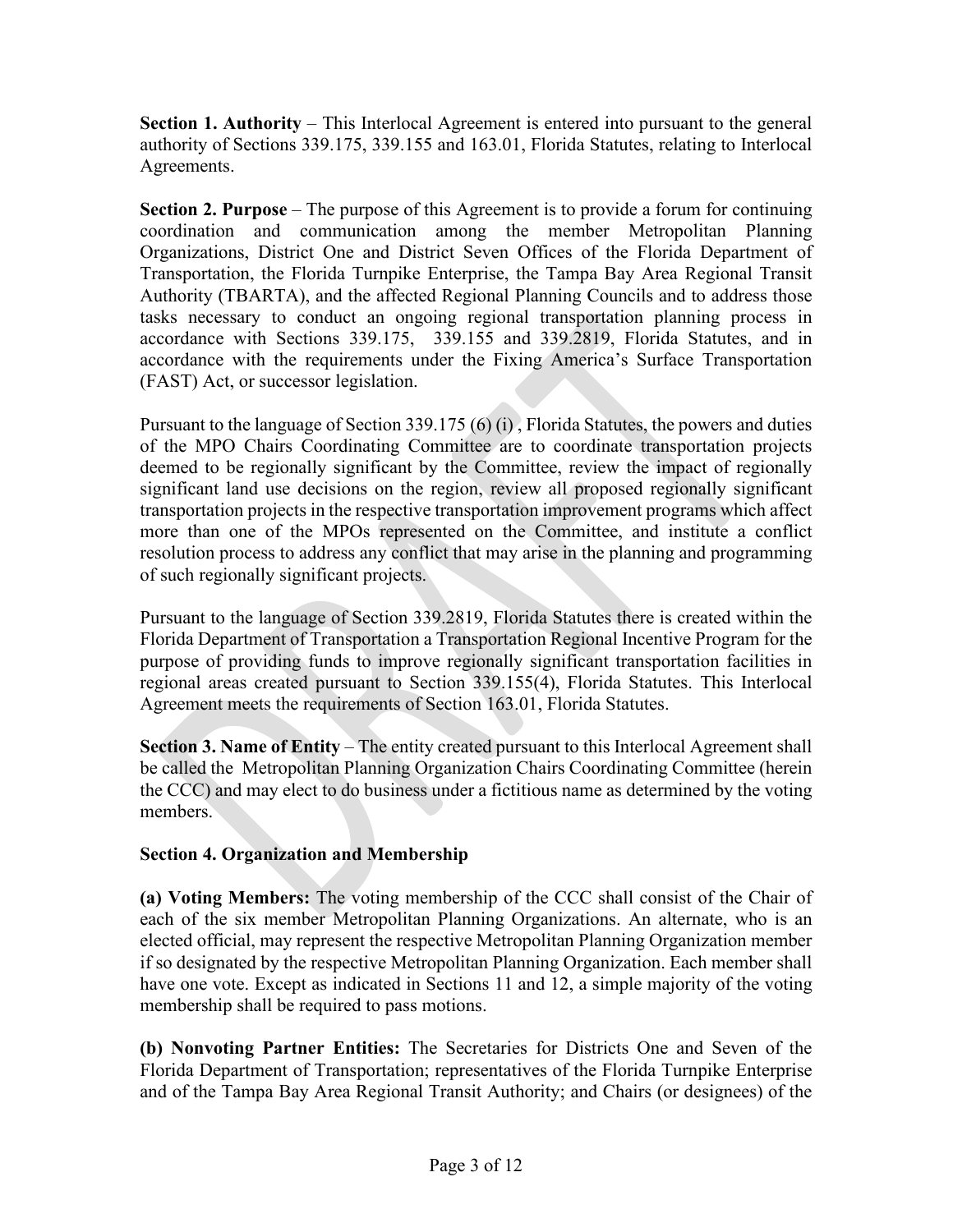**Section 1. Authority** – This Interlocal Agreement is entered into pursuant to the general authority of Sections 339.175, 339.155 and 163.01, Florida Statutes, relating to Interlocal Agreements.

**Section 2. Purpose** – The purpose of this Agreement is to provide a forum for continuing coordination and communication among the member Metropolitan Planning Organizations, District One and District Seven Offices of the Florida Department of Transportation, the Florida Turnpike Enterprise, the Tampa Bay Area Regional Transit Authority (TBARTA), and the affected Regional Planning Councils and to address those tasks necessary to conduct an ongoing regional transportation planning process in accordance with Sections 339.175, 339.155 and 339.2819, Florida Statutes, and in accordance with the requirements under the Fixing America's Surface Transportation (FAST) Act, or successor legislation.

Pursuant to the language of Section 339.175 (6) (i) , Florida Statutes, the powers and duties of the MPO Chairs Coordinating Committee are to coordinate transportation projects deemed to be regionally significant by the Committee, review the impact of regionally significant land use decisions on the region, review all proposed regionally significant transportation projects in the respective transportation improvement programs which affect more than one of the MPOs represented on the Committee, and institute a conflict resolution process to address any conflict that may arise in the planning and programming of such regionally significant projects.

Pursuant to the language of Section 339.2819, Florida Statutes there is created within the Florida Department of Transportation a Transportation Regional Incentive Program for the purpose of providing funds to improve regionally significant transportation facilities in regional areas created pursuant to Section 339.155(4), Florida Statutes. This Interlocal Agreement meets the requirements of Section 163.01, Florida Statutes.

**Section 3. Name of Entity** – The entity created pursuant to this Interlocal Agreement shall be called the Metropolitan Planning Organization Chairs Coordinating Committee (herein the CCC) and may elect to do business under a fictitious name as determined by the voting members.

**Section 4. Organization and Membership**

**(a) Voting Members:** The voting membership of the CCC shall consist of the Chair of each of the six member Metropolitan Planning Organizations. An alternate, who is an elected official, may represent the respective Metropolitan Planning Organization member if so designated by the respective Metropolitan Planning Organization. Each member shall have one vote. Except as indicated in Sections 11 and 12, a simple majority of the voting membership shall be required to pass motions.

**(b) Nonvoting Partner Entities:** The Secretaries for Districts One and Seven of the Florida Department of Transportation; representatives of the Florida Turnpike Enterprise and of the Tampa Bay Area Regional Transit Authority; and Chairs (or designees) of the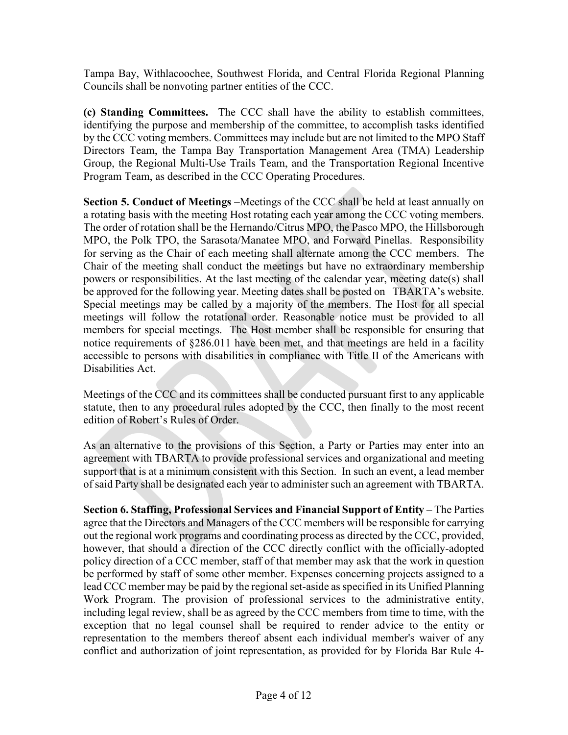Tampa Bay, Withlacoochee, Southwest Florida, and Central Florida Regional Planning Councils shall be nonvoting partner entities of the CCC.

**(c) Standing Committees.** The CCC shall have the ability to establish committees, identifying the purpose and membership of the committee, to accomplish tasks identified by the CCC voting members. Committees may include but are not limited to the MPO Staff Directors Team, the Tampa Bay Transportation Management Area (TMA) Leadership Group, the Regional Multi-Use Trails Team, and the Transportation Regional Incentive Program Team, as described in the CCC Operating Procedures.

**Section 5. Conduct of Meetings** –Meetings of the CCC shall be held at least annually on a rotating basis with the meeting Host rotating each year among the CCC voting members. The order of rotation shall be the Hernando/Citrus MPO, the Pasco MPO, the Hillsborough MPO, the Polk TPO, the Sarasota/Manatee MPO, and Forward Pinellas. Responsibility for serving as the Chair of each meeting shall alternate among the CCC members. The Chair of the meeting shall conduct the meetings but have no extraordinary membership powers or responsibilities. At the last meeting of the calendar year, meeting date(s) shall be approved for the following year. Meeting dates shall be posted on TBARTA's website. Special meetings may be called by a majority of the members. The Host for all special meetings will follow the rotational order. Reasonable notice must be provided to all members for special meetings. The Host member shall be responsible for ensuring that notice requirements of §286.011 have been met, and that meetings are held in a facility accessible to persons with disabilities in compliance with Title II of the Americans with Disabilities Act.

Meetings of the CCC and its committees shall be conducted pursuant first to any applicable statute, then to any procedural rules adopted by the CCC, then finally to the most recent edition of Robert's Rules of Order.

As an alternative to the provisions of this Section, a Party or Parties may enter into an agreement with TBARTA to provide professional services and organizational and meeting support that is at a minimum consistent with this Section. In such an event, a lead member of said Party shall be designated each year to administer such an agreement with TBARTA.

**Section 6. Staffing, Professional Services and Financial Support of Entity** – The Parties agree that the Directors and Managers of the CCC members will be responsible for carrying out the regional work programs and coordinating process as directed by the CCC, provided, however, that should a direction of the CCC directly conflict with the officially-adopted policy direction of a CCC member, staff of that member may ask that the work in question be performed by staff of some other member. Expenses concerning projects assigned to a lead CCC member may be paid by the regional set-aside as specified in its Unified Planning Work Program. The provision of professional services to the administrative entity, including legal review, shall be as agreed by the CCC members from time to time, with the exception that no legal counsel shall be required to render advice to the entity or representation to the members thereof absent each individual member's waiver of any conflict and authorization of joint representation, as provided for by Florida Bar Rule 4-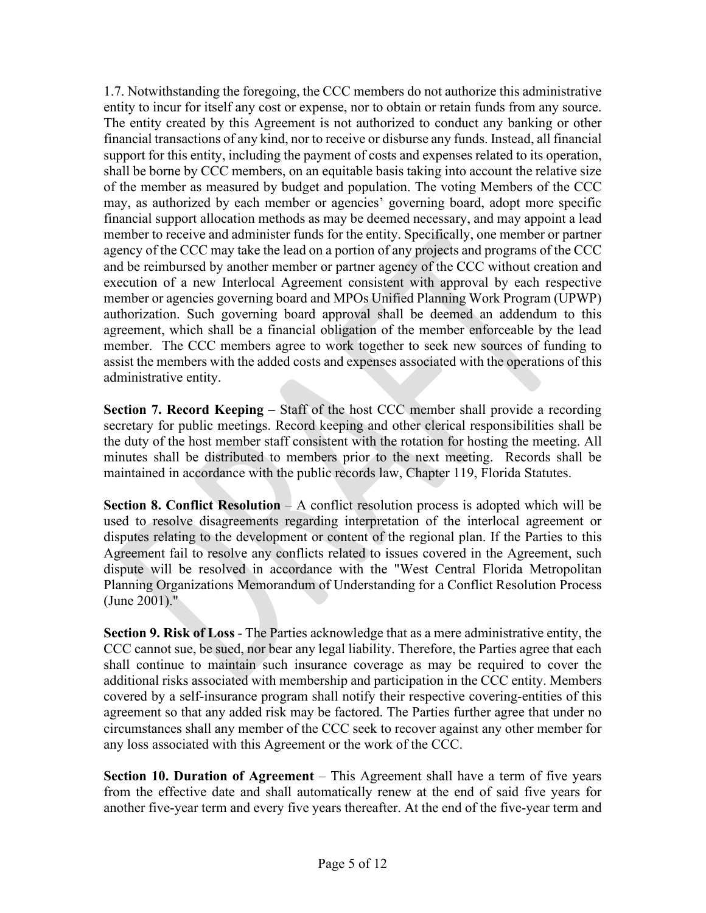1.7. Notwithstanding the foregoing, the CCC members do not authorize this administrative entity to incur for itself any cost or expense, nor to obtain or retain funds from any source. The entity created by this Agreement is not authorized to conduct any banking or other financial transactions of any kind, nor to receive or disburse any funds. Instead, all financial support for this entity, including the payment of costs and expenses related to its operation, shall be borne by CCC members, on an equitable basis taking into account the relative size of the member as measured by budget and population. The voting Members of the CCC may, as authorized by each member or agencies' governing board, adopt more specific financial support allocation methods as may be deemed necessary, and may appoint a lead member to receive and administer funds for the entity. Specifically, one member or partner agency of the CCC may take the lead on a portion of any projects and programs of the CCC and be reimbursed by another member or partner agency of the CCC without creation and execution of a new Interlocal Agreement consistent with approval by each respective member or agencies governing board and MPOs Unified Planning Work Program (UPWP) authorization. Such governing board approval shall be deemed an addendum to this agreement, which shall be a financial obligation of the member enforceable by the lead member. The CCC members agree to work together to seek new sources of funding to assist the members with the added costs and expenses associated with the operations of this administrative entity.

**Section 7. Record Keeping** – Staff of the host CCC member shall provide a recording secretary for public meetings. Record keeping and other clerical responsibilities shall be the duty of the host member staff consistent with the rotation for hosting the meeting. All minutes shall be distributed to members prior to the next meeting. Records shall be maintained in accordance with the public records law, Chapter 119, Florida Statutes.

**Section 8. Conflict Resolution** – A conflict resolution process is adopted which will be used to resolve disagreements regarding interpretation of the interlocal agreement or disputes relating to the development or content of the regional plan. If the Parties to this Agreement fail to resolve any conflicts related to issues covered in the Agreement, such dispute will be resolved in accordance with the "West Central Florida Metropolitan Planning Organizations Memorandum of Understanding for a Conflict Resolution Process (June 2001)."

**Section 9. Risk of Loss** - The Parties acknowledge that as a mere administrative entity, the CCC cannot sue, be sued, nor bear any legal liability. Therefore, the Parties agree that each shall continue to maintain such insurance coverage as may be required to cover the additional risks associated with membership and participation in the CCC entity. Members covered by a self-insurance program shall notify their respective covering-entities of this agreement so that any added risk may be factored. The Parties further agree that under no circumstances shall any member of the CCC seek to recover against any other member for any loss associated with this Agreement or the work of the CCC.

**Section 10. Duration of Agreement** – This Agreement shall have a term of five years from the effective date and shall automatically renew at the end of said five years for another five-year term and every five years thereafter. At the end of the five-year term and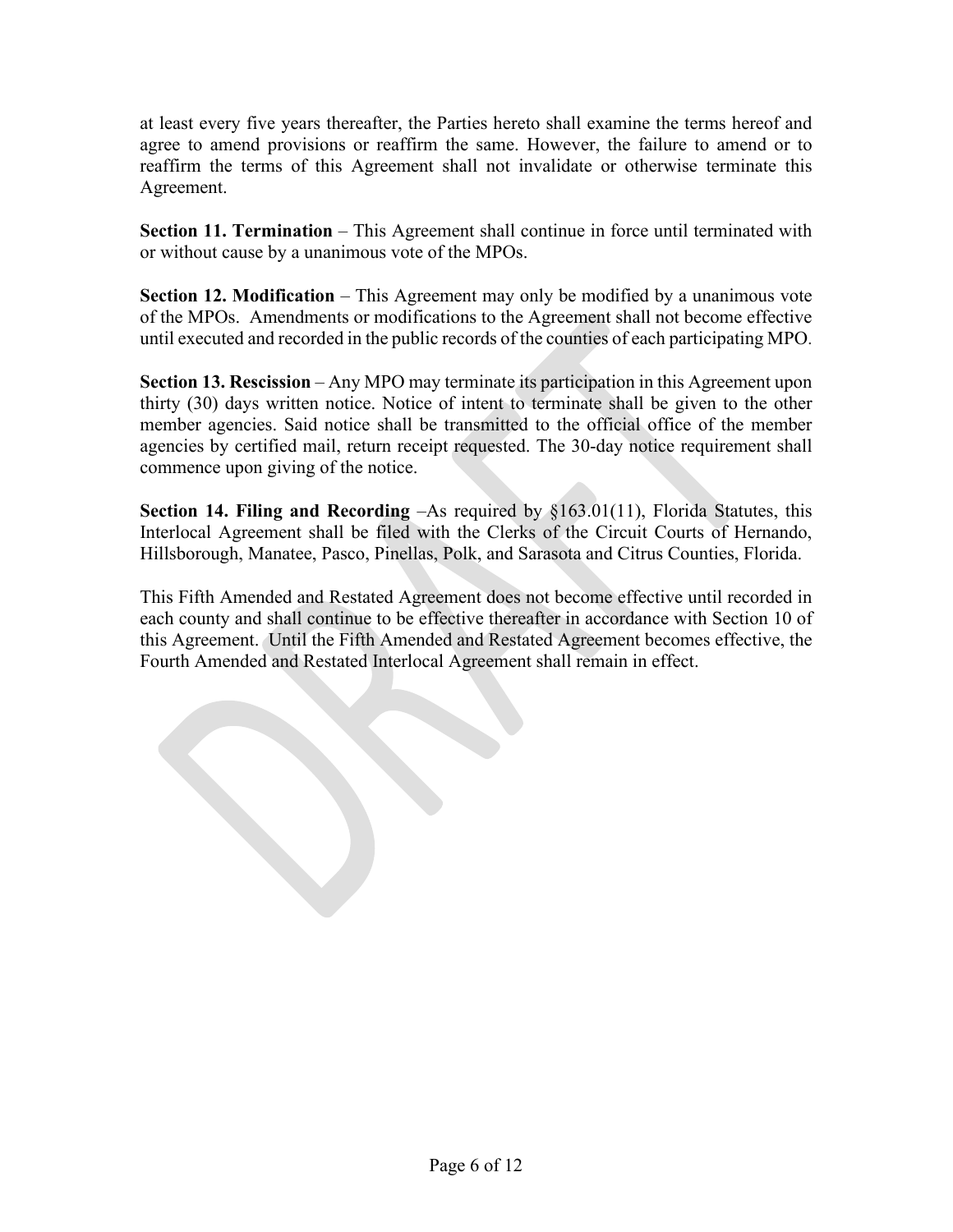at least every five years thereafter, the Parties hereto shall examine the terms hereof and agree to amend provisions or reaffirm the same. However, the failure to amend or to reaffirm the terms of this Agreement shall not invalidate or otherwise terminate this Agreement.

**Section 11. Termination** – This Agreement shall continue in force until terminated with or without cause by a unanimous vote of the MPOs.

**Section 12. Modification** – This Agreement may only be modified by a unanimous vote of the MPOs. Amendments or modifications to the Agreement shall not become effective until executed and recorded in the public records of the counties of each participating MPO.

**Section 13. Rescission** – Any MPO may terminate its participation in this Agreement upon thirty (30) days written notice. Notice of intent to terminate shall be given to the other member agencies. Said notice shall be transmitted to the official office of the member agencies by certified mail, return receipt requested. The 30-day notice requirement shall commence upon giving of the notice.

**Section 14. Filing and Recording** –As required by §163.01(11), Florida Statutes, this Interlocal Agreement shall be filed with the Clerks of the Circuit Courts of Hernando, Hillsborough, Manatee, Pasco, Pinellas, Polk, and Sarasota and Citrus Counties, Florida.

This Fifth Amended and Restated Agreement does not become effective until recorded in each county and shall continue to be effective thereafter in accordance with Section 10 of this Agreement. Until the Fifth Amended and Restated Agreement becomes effective, the Fourth Amended and Restated Interlocal Agreement shall remain in effect.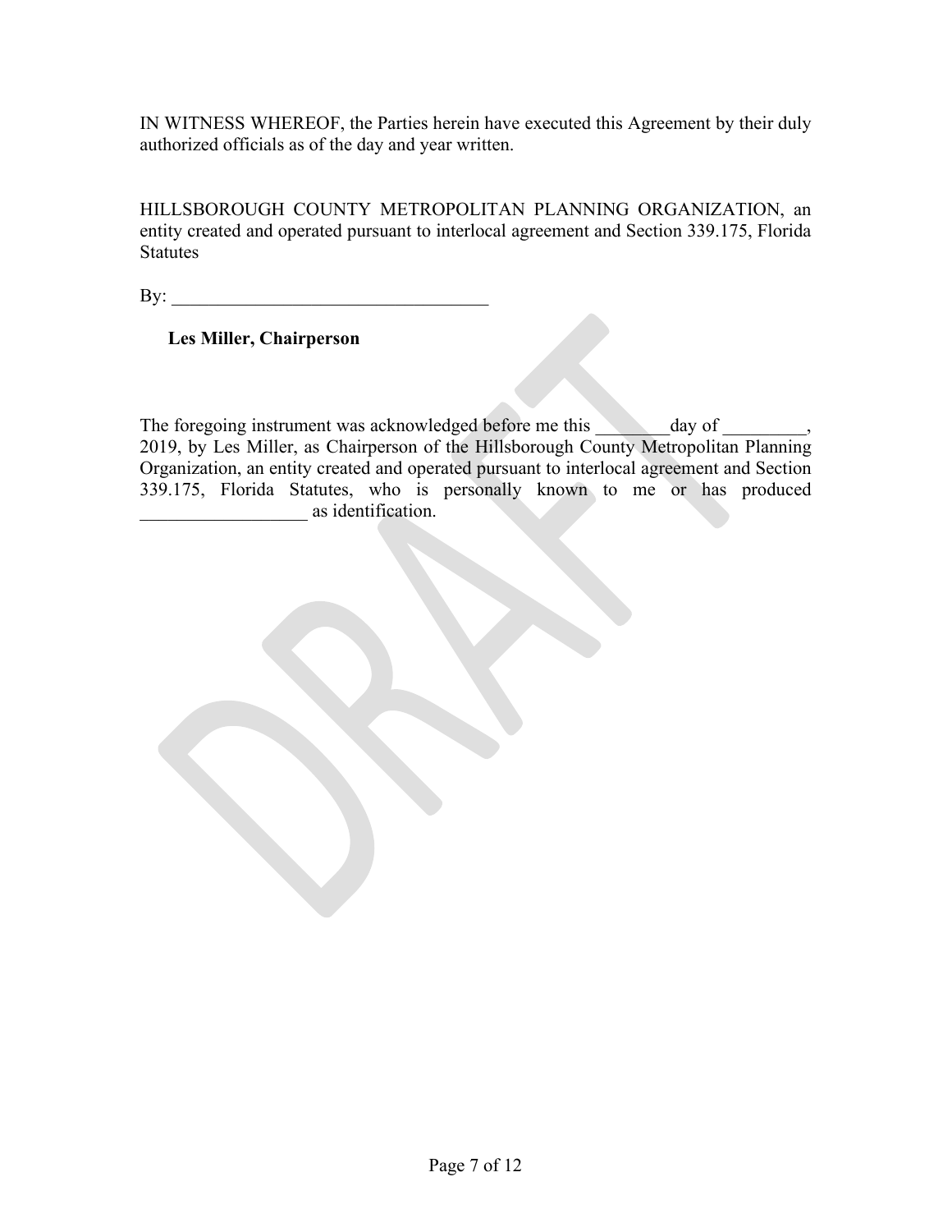IN WITNESS WHEREOF, the Parties herein have executed this Agreement by their duly authorized officials as of the day and year written.

HILLSBOROUGH COUNTY METROPOLITAN PLANNING ORGANIZATION, an entity created and operated pursuant to interlocal agreement and Section 339.175, Florida Statutes

By: ___________________________________

**Les Miller, Chairperson**

The foregoing instrument was acknowledged before me this ________day of _________, 2019, by Les Miller, as Chairperson of the Hillsborough County Metropolitan Planning Organization, an entity created and operated pursuant to interlocal agreement and Section 339.175, Florida Statutes, who is personally known to me or has produced __________________ as identification.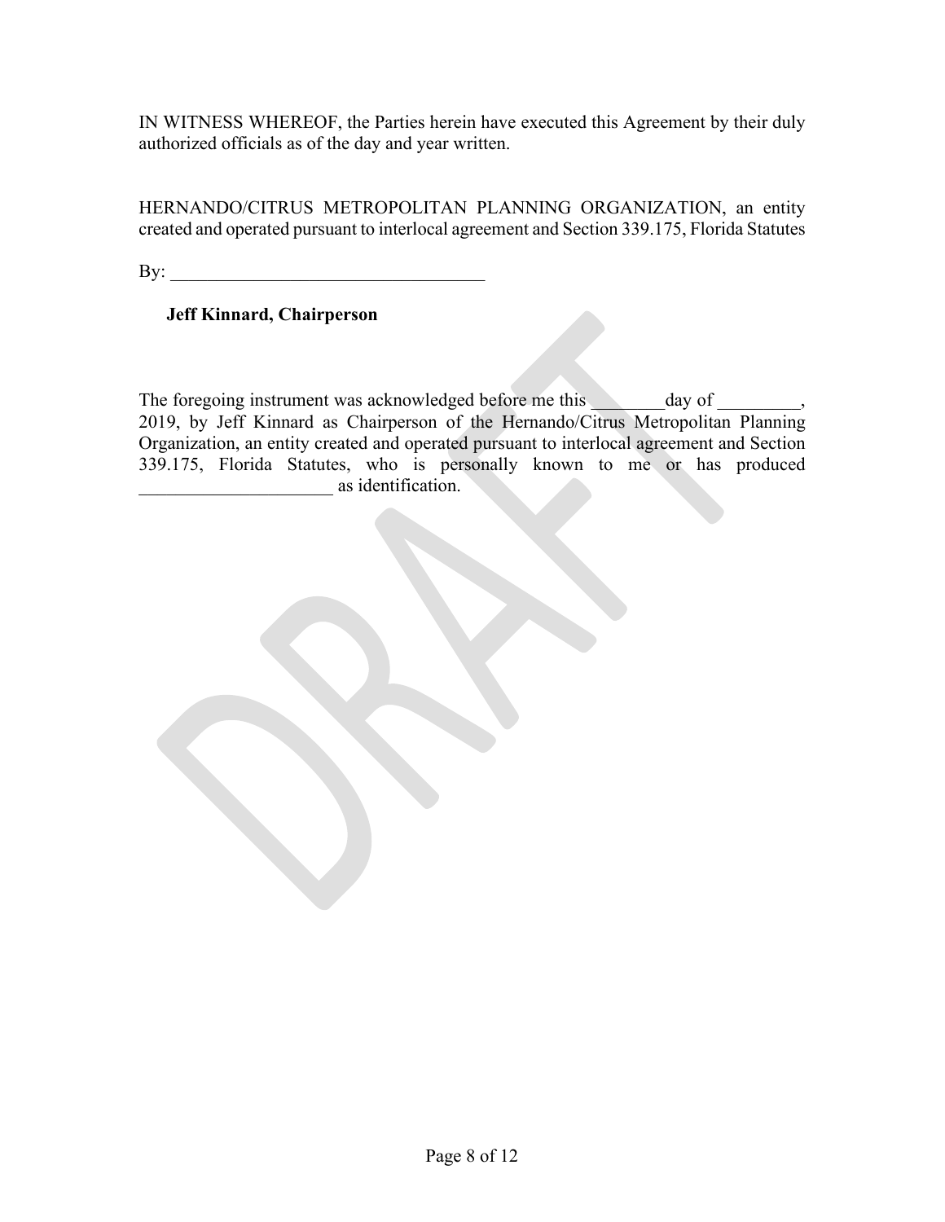IN WITNESS WHEREOF, the Parties herein have executed this Agreement by their duly authorized officials as of the day and year written.

HERNANDO/CITRUS METROPOLITAN PLANNING ORGANIZATION, an entity created and operated pursuant to interlocal agreement and Section 339.175, Florida Statutes

By: ___________________________________

**Jeff Kinnard, Chairperson**

The foregoing instrument was acknowledged before me this ________day of _________, 2019, by Jeff Kinnard as Chairperson of the Hernando/Citrus Metropolitan Planning Organization, an entity created and operated pursuant to interlocal agreement and Section 339.175, Florida Statutes, who is personally known to me or has produced _____________________ as identification.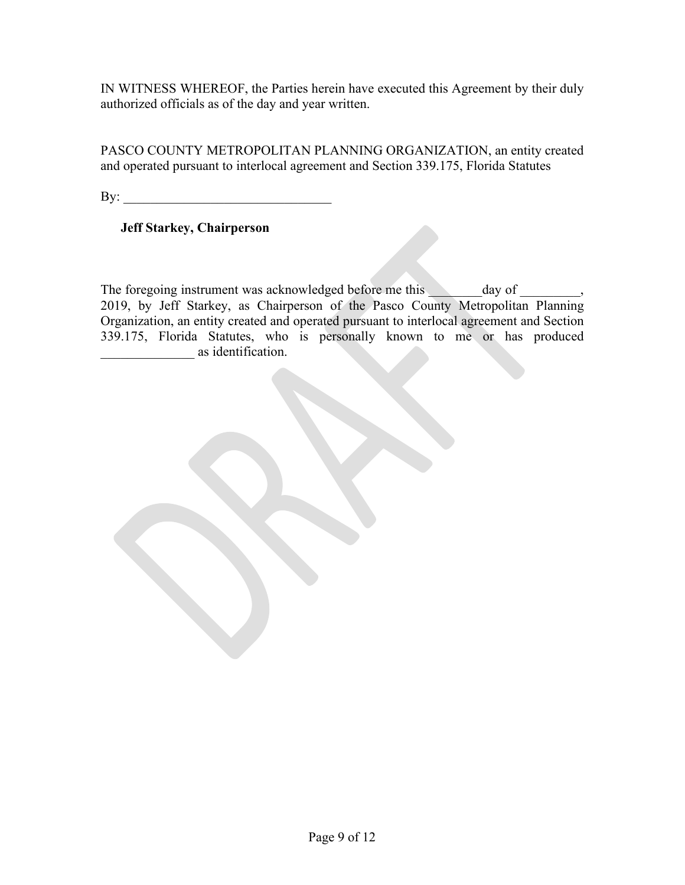IN WITNESS WHEREOF, the Parties herein have executed this Agreement by their duly authorized officials as of the day and year written.

PASCO COUNTY METROPOLITAN PLANNING ORGANIZATION, an entity created and operated pursuant to interlocal agreement and Section 339.175, Florida Statutes

By: _______________________________

**Jeff Starkey, Chairperson**

The foregoing instrument was acknowledged before me this ________day of _________, 2019, by Jeff Starkey, as Chairperson of the Pasco County Metropolitan Planning Organization, an entity created and operated pursuant to interlocal agreement and Section 339.175, Florida Statutes, who is personally known to me or has produced ______________ as identification.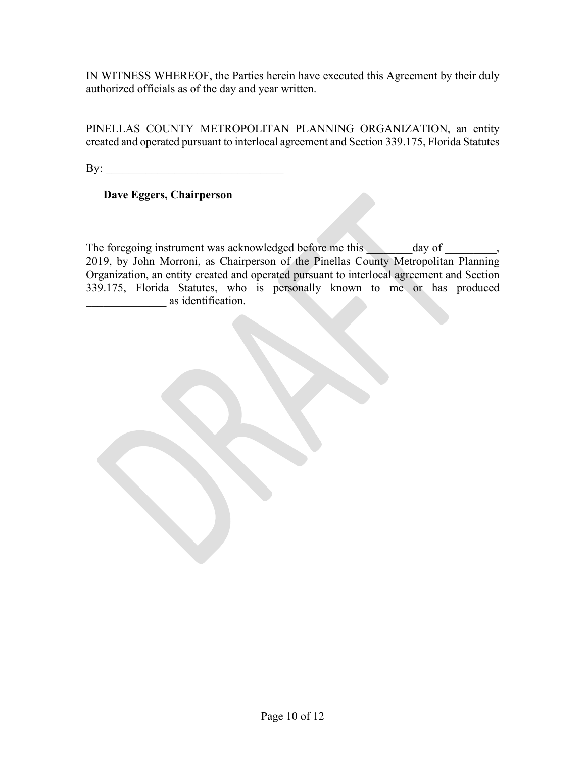IN WITNESS WHEREOF, the Parties herein have executed this Agreement by their duly authorized officials as of the day and year written.

PINELLAS COUNTY METROPOLITAN PLANNING ORGANIZATION, an entity created and operated pursuant to interlocal agreement and Section 339.175, Florida Statutes

By: _______________________________

**Dave Eggers, Chairperson**

The foregoing instrument was acknowledged before me this ________day of _________, 2019, by John Morroni, as Chairperson of the Pinellas County Metropolitan Planning Organization, an entity created and operated pursuant to interlocal agreement and Section 339.175, Florida Statutes, who is personally known to me or has produced ______________ as identification.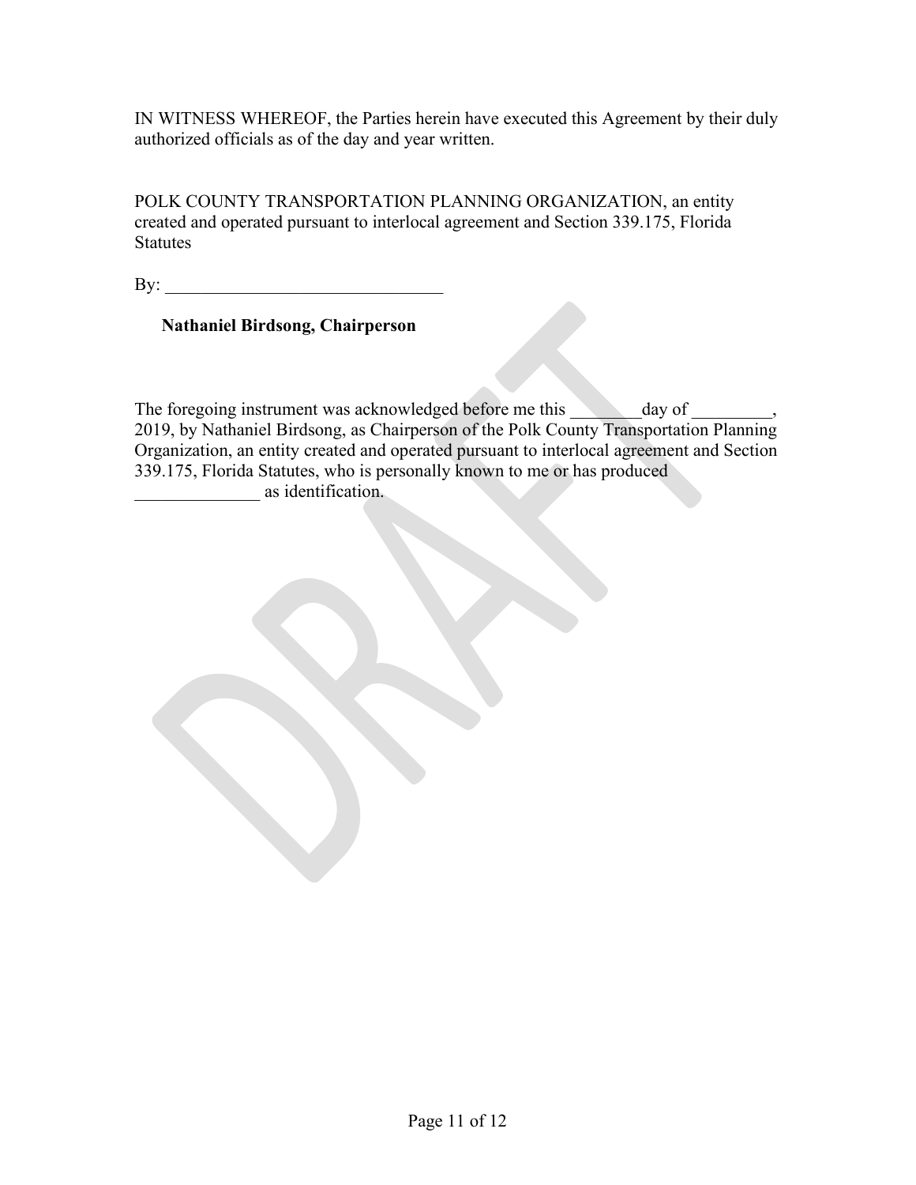IN WITNESS WHEREOF, the Parties herein have executed this Agreement by their duly authorized officials as of the day and year written.

POLK COUNTY TRANSPORTATION PLANNING ORGANIZATION, an entity created and operated pursuant to interlocal agreement and Section 339.175, Florida Statutes

By: _______________________________

**Nathaniel Birdsong, Chairperson**

The foregoing instrument was acknowledged before me this ________day of _________, 2019, by Nathaniel Birdsong, as Chairperson of the Polk County Transportation Planning Organization, an entity created and operated pursuant to interlocal agreement and Section 339.175, Florida Statutes, who is personally known to me or has produced ______________ as identification.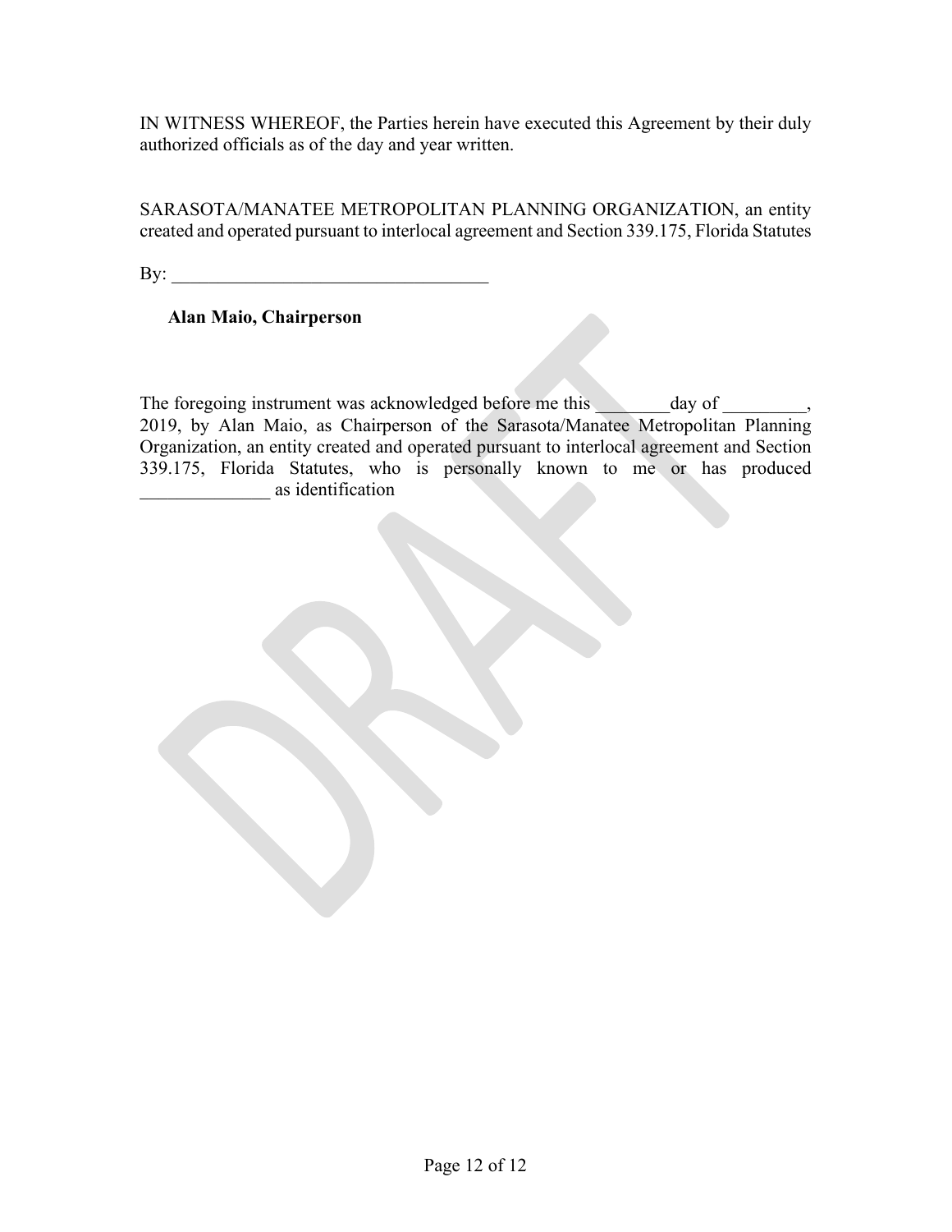IN WITNESS WHEREOF, the Parties herein have executed this Agreement by their duly authorized officials as of the day and year written.

SARASOTA/MANATEE METROPOLITAN PLANNING ORGANIZATION, an entity created and operated pursuant to interlocal agreement and Section 339.175, Florida Statutes

By: ___________________________________

**Alan Maio, Chairperson**

The foregoing instrument was acknowledged before me this ________day of _________, 2019, by Alan Maio, as Chairperson of the Sarasota/Manatee Metropolitan Planning Organization, an entity created and operated pursuant to interlocal agreement and Section 339.175, Florida Statutes, who is personally known to me or has produced ______________ as identification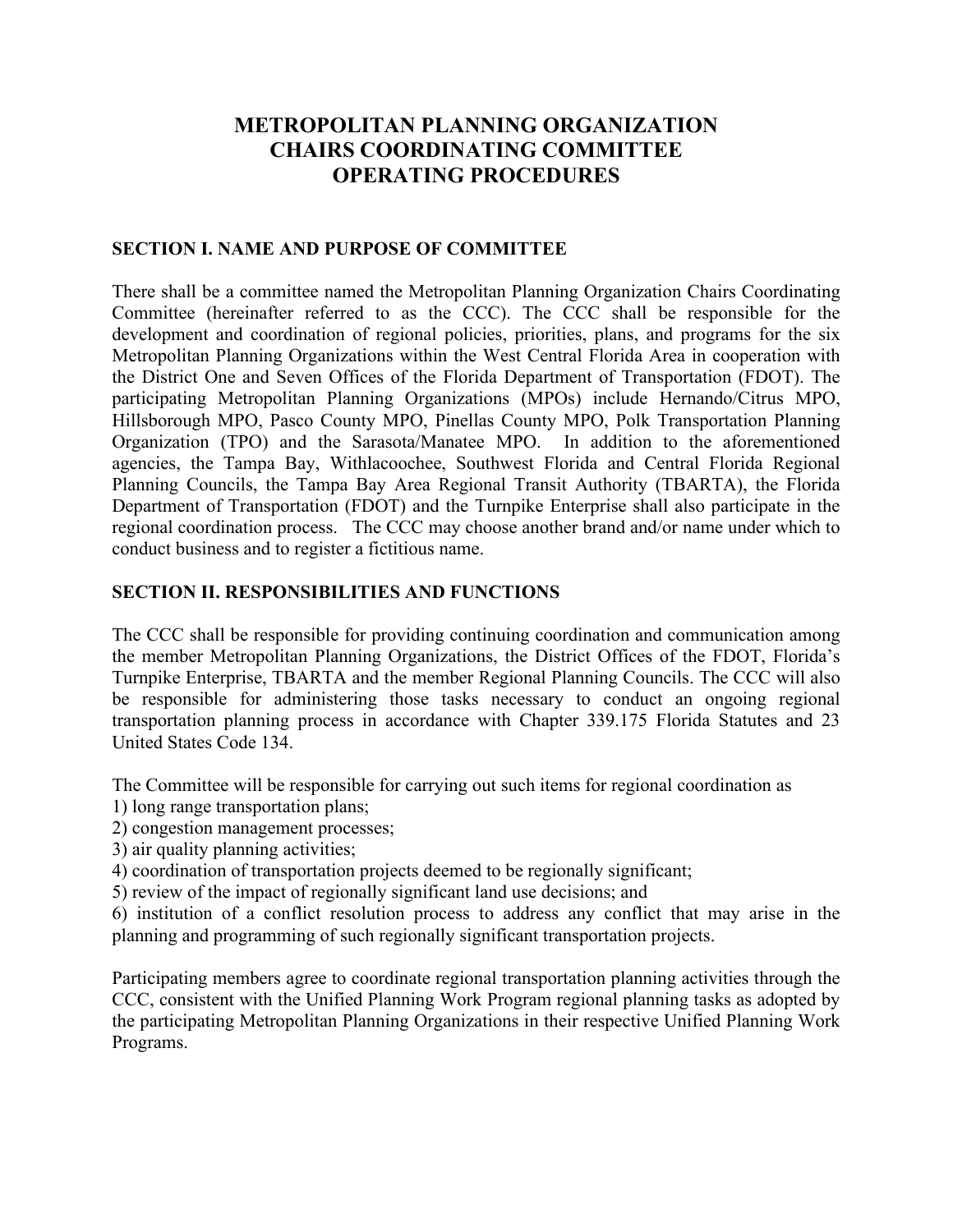# METROPOLITAN PLANNING ORGANIZATION
# CHAIRS COORDINATING COMMITTEE
# OPERATING PROCEDURES

## SECTION I. NAME AND PURPOSE OF COMMITTEE

There shall be a committee named the Metropolitan Planning Organization Chairs Coordinating Committee (hereinafter referred to as the CCC). The CCC shall be responsible for the development and coordination of regional policies, priorities, plans, and programs for the six Metropolitan Planning Organizations within the West Central Florida Area in cooperation with the District One and Seven Offices of the Florida Department of Transportation (FDOT). The participating Metropolitan Planning Organizations (MPOs) include Hernando/Citrus MPO, Hillsborough MPO, Pasco County MPO, Pinellas County MPO, Polk Transportation Planning Organization (TPO) and the Sarasota/Manatee MPO. In addition to the aforementioned agencies, the Tampa Bay, Withlacoochee, Southwest Florida and Central Florida Regional Planning Councils, the Tampa Bay Area Regional Transit Authority (TBARTA), the Florida Department of Transportation (FDOT) and the Turnpike Enterprise shall also participate in the regional coordination process. The CCC may choose another brand and/or name under which to conduct business and to register a fictitious name.

## SECTION II. RESPONSIBILITIES AND FUNCTIONS

The CCC shall be responsible for providing continuing coordination and communication among the member Metropolitan Planning Organizations, the District Offices of the FDOT, Florida's Turnpike Enterprise, TBARTA and the member Regional Planning Councils. The CCC will also be responsible for administering those tasks necessary to conduct an ongoing regional transportation planning process in accordance with Chapter 339.175 Florida Statutes and 23 United States Code 134.

The Committee will be responsible for carrying out such items for regional coordination as

1) long range transportation plans;
2) congestion management processes;
3) air quality planning activities;
4) coordination of transportation projects deemed to be regionally significant;
5) review of the impact of regionally significant land use decisions; and
6) institution of a conflict resolution process to address any conflict that may arise in the planning and programming of such regionally significant transportation projects.

Participating members agree to coordinate regional transportation planning activities through the CCC, consistent with the Unified Planning Work Program regional planning tasks as adopted by the participating Metropolitan Planning Organizations in their respective Unified Planning Work Programs.